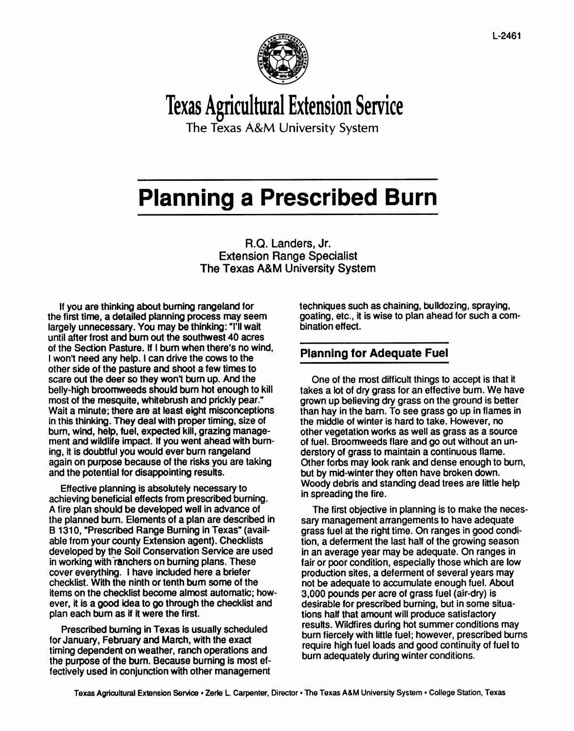L-2461

# Texas Agricultural Extension Service

The Texas A&M University System

# Planning a Prescribed Burn

R.Q. Landers, Jr.
Extension Range Specialist
The Texas A&M University System

If you are thinking about burning rangeland for the first time, a detailed planning process may seem largely unnecessary. You may be thinking: "I'll wait until after frost and burn out the southwest 40 acres of the Section Pasture. If I burn when there's no wind, I won't need any help. I can drive the cows to the other side of the pasture and shoot a few times to scare out the deer so they won't burn up. And the belly-high broomweeds should burn hot enough to kill most of the mesquite, whitebrush and prickly pear." Wait a minute; there are at least eight misconceptions in this thinking. They deal with proper timing, size of burn, wind, help, fuel, expected kill, grazing management and wildlife impact. If you went ahead with burning, it is doubtful you would ever burn rangeland again on purpose because of the risks you are taking and the potential for disappointing results.

Effective planning is absolutely necessary to achieving beneficial effects from prescribed burning. A fire plan should be developed well in advance of the planned burn. Elements of a plan are described in B 1310, "Prescribed Range Burning in Texas" (available from your county Extension agent). Checklists developed by the Soil Conservation Service are used in working with ranchers on burning plans. These cover everything. I have included here a briefer checklist. With the ninth or tenth burn some of the items on the checklist become almost automatic; however, it is a good idea to go through the checklist and plan each burn as if it were the first.

Prescribed burning in Texas is usually scheduled for January, February and March, with the exact timing dependent on weather, ranch operations and the purpose of the burn. Because burning is most effectively used in conjunction with other management techniques such as chaining, bulldozing, spraying, goating, etc., it is wise to plan ahead for such a combination effect.

## Planning for Adequate Fuel

One of the most difficult things to accept is that it takes a lot of dry grass for an effective burn. We have grown up believing dry grass on the ground is better than hay in the barn. To see grass go up in flames in the middle of winter is hard to take. However, no other vegetation works as well as grass as a source of fuel. Broomweeds flare and go out without an understory of grass to maintain a continuous flame. Other forbs may look rank and dense enough to burn, but by mid-winter they often have broken down. Woody debris and standing dead trees are little help in spreading the fire.

The first objective in planning is to make the necessary management arrangements to have adequate grass fuel at the right time. On ranges in good condition, a deferment the last half of the growing season in an average year may be adequate. On ranges in fair or poor condition, especially those which are low production sites, a deferment of several years may not be adequate to accumulate enough fuel. About 3,000 pounds per acre of grass fuel (air-dry) is desirable for prescribed burning, but in some situations half that amount will produce satisfactory results. Wildfires during hot summer conditions may burn fiercely with little fuel; however, prescribed burns require high fuel loads and good continuity of fuel to burn adequately during winter conditions.

Texas Agricultural Extension Service • Zerle L. Carpenter, Director • The Texas A&M University System • College Station, Texas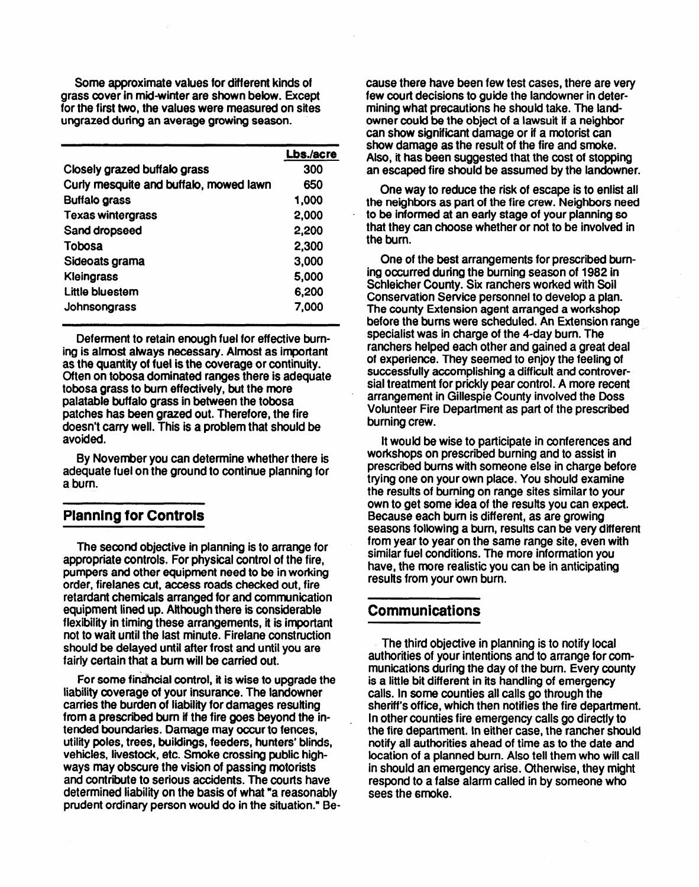Some approximate values for different kinds of grass cover in mid-winter are shown below. Except for the first two, the values were measured on sites ungrazed during an average growing season.

| | Lbs./acre |
|---|---|
| Closely grazed buffalo grass | 300 |
| Curly mesquite and buffalo, mowed lawn | 650 |
| Buffalo grass | 1,000 |
| Texas wintergrass | 2,000 |
| Sand dropseed | 2,200 |
| Tobosa | 2,300 |
| Sideoats grama | 3,000 |
| Kleingrass | 5,000 |
| Little bluestem | 6,200 |
| Johnsongrass | 7,000 |

Deferment to retain enough fuel for effective burning is almost always necessary. Almost as important as the quantity of fuel is the coverage or continuity. Often on tobosa dominated ranges there is adequate tobosa grass to burn effectively, but the more palatable buffalo grass in between the tobosa patches has been grazed out. Therefore, the fire doesn't carry well. This is a problem that should be avoided.

By November you can determine whether there is adequate fuel on the ground to continue planning for a burn.

## Planning for Controls

The second objective in planning is to arrange for appropriate controls. For physical control of the fire, pumpers and other equipment need to be in working order, firelanes cut, access roads checked out, fire retardant chemicals arranged for and communication equipment lined up. Although there is considerable flexibility in timing these arrangements, it is important not to wait until the last minute. Firelane construction should be delayed until after frost and until you are fairly certain that a burn will be carried out.

For some financial control, it is wise to upgrade the liability coverage of your insurance. The landowner carries the burden of liability for damages resulting from a prescribed burn if the fire goes beyond the intended boundaries. Damage may occur to fences, utility poles, trees, buildings, feeders, hunters' blinds, vehicles, livestock, etc. Smoke crossing public highways may obscure the vision of passing motorists and contribute to serious accidents. The courts have determined liability on the basis of what "a reasonably prudent ordinary person would do in the situation." Because there have been few test cases, there are very few court decisions to guide the landowner in determining what precautions he should take. The landowner could be the object of a lawsuit if a neighbor can show significant damage or if a motorist can show damage as the result of the fire and smoke. Also, it has been suggested that the cost of stopping an escaped fire should be assumed by the landowner.

One way to reduce the risk of escape is to enlist all the neighbors as part of the fire crew. Neighbors need to be informed at an early stage of your planning so that they can choose whether or not to be involved in the burn.

One of the best arrangements for prescribed burning occurred during the burning season of 1982 in Schleicher County. Six ranchers worked with Soil Conservation Service personnel to develop a plan. The county Extension agent arranged a workshop before the burns were scheduled. An Extension range specialist was in charge of the 4-day burn. The ranchers helped each other and gained a great deal of experience. They seemed to enjoy the feeling of successfully accomplishing a difficult and controversial treatment for prickly pear control. A more recent arrangement in Gillespie County involved the Doss Volunteer Fire Department as part of the prescribed burning crew.

It would be wise to participate in conferences and workshops on prescribed burning and to assist in prescribed burns with someone else in charge before trying one on your own place. You should examine the results of burning on range sites similar to your own to get some idea of the results you can expect. Because each burn is different, as are growing seasons following a burn, results can be very different from year to year on the same range site, even with similar fuel conditions. The more information you have, the more realistic you can be in anticipating results from your own burn.

## Communications

The third objective in planning is to notify local authorities of your intentions and to arrange for communications during the day of the burn. Every county is a little bit different in its handling of emergency calls. In some counties all calls go through the sheriff's office, which then notifies the fire department. In other counties fire emergency calls go directly to the fire department. In either case, the rancher should notify all authorities ahead of time as to the date and location of a planned burn. Also tell them who will call in should an emergency arise. Otherwise, they might respond to a false alarm called in by someone who sees the smoke.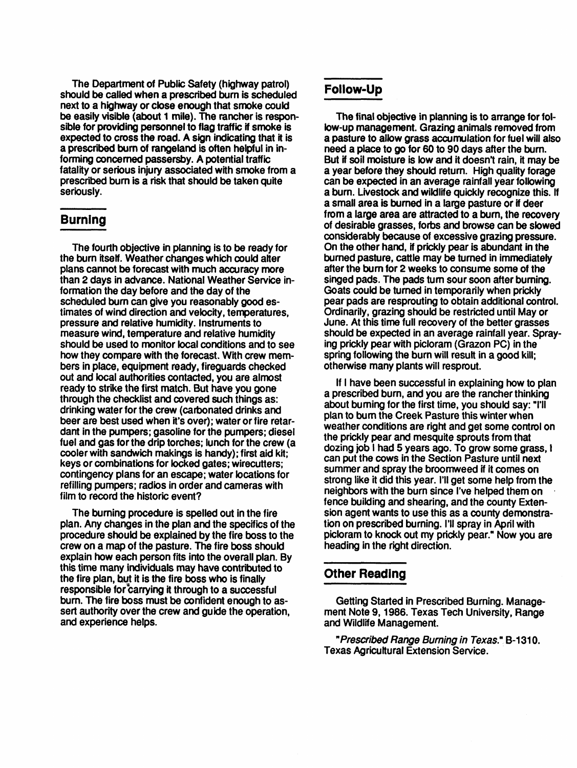The Department of Public Safety (highway patrol) should be called when a prescribed burn is scheduled next to a highway or close enough that smoke could be easily visible (about 1 mile). The rancher is responsible for providing personnel to flag traffic if smoke is expected to cross the road. A sign indicating that it is a prescribed burn of rangeland is often helpful in informing concerned passersby. A potential traffic fatality or serious injury associated with smoke from a prescribed burn is a risk that should be taken quite seriously.

## Burning

The fourth objective in planning is to be ready for the burn itself. Weather changes which could alter plans cannot be forecast with much accuracy more than 2 days in advance. National Weather Service information the day before and the day of the scheduled burn can give you reasonably good estimates of wind direction and velocity, temperatures, pressure and relative humidity. Instruments to measure wind, temperature and relative humidity should be used to monitor local conditions and to see how they compare with the forecast. With crew members in place, equipment ready, fireguards checked out and local authorities contacted, you are almost ready to strike the first match. But have you gone through the checklist and covered such things as: drinking water for the crew (carbonated drinks and beer are best used when it's over); water or fire retardant in the pumpers; gasoline for the pumpers; diesel fuel and gas for the drip torches; lunch for the crew (a cooler with sandwich makings is handy); first aid kit; keys or combinations for locked gates; wirecutters; contingency plans for an escape; water locations for refilling pumpers; radios in order and cameras with film to record the historic event?

The burning procedure is spelled out in the fire plan. Any changes in the plan and the specifics of the procedure should be explained by the fire boss to the crew on a map of the pasture. The fire boss should explain how each person fits into the overall plan. By this time many individuals may have contributed to the fire plan, but it is the fire boss who is finally responsible for carrying it through to a successful burn. The fire boss must be confident enough to assert authority over the crew and guide the operation, and experience helps.

## Follow-Up

The final objective in planning is to arrange for follow-up management. Grazing animals removed from a pasture to allow grass accumulation for fuel will also need a place to go for 60 to 90 days after the burn. But if soil moisture is low and it doesn't rain, it may be a year before they should return. High quality forage can be expected in an average rainfall year following a burn. Livestock and wildlife quickly recognize this. If a small area is burned in a large pasture or if deer from a large area are attracted to a burn, the recovery of desirable grasses, forbs and browse can be slowed considerably because of excessive grazing pressure. On the other hand, if prickly pear is abundant in the burned pasture, cattle may be turned in immediately after the burn for 2 weeks to consume some of the singed pads. The pads turn sour soon after burning. Goats could be turned in temporarily when prickly pear pads are resprouting to obtain additional control. Ordinarily, grazing should be restricted until May or June. At this time full recovery of the better grasses should be expected in an average rainfall year. Spraying prickly pear with picloram (Grazon PC) in the spring following the burn will result in a good kill; otherwise many plants will resprout.

If I have been successful in explaining how to plan a prescribed burn, and you are the rancher thinking about burning for the first time, you should say: "I'll plan to burn the Creek Pasture this winter when weather conditions are right and get some control on the prickly pear and mesquite sprouts from that dozing job I had 5 years ago. To grow some grass, I can put the cows in the Section Pasture until next summer and spray the broomweed if it comes on strong like it did this year. I'll get some help from the neighbors with the burn since I've helped them on fence building and shearing, and the county Extension agent wants to use this as a county demonstration on prescribed burning. I'll spray in April with picloram to knock out my prickly pear." Now you are heading in the right direction.

## Other Reading

Getting Started in Prescribed Burning. Management Note 9, 1986. Texas Tech University, Range and Wildlife Management.

"*Prescribed Range Burning in Texas.*" B-1310. Texas Agricultural Extension Service.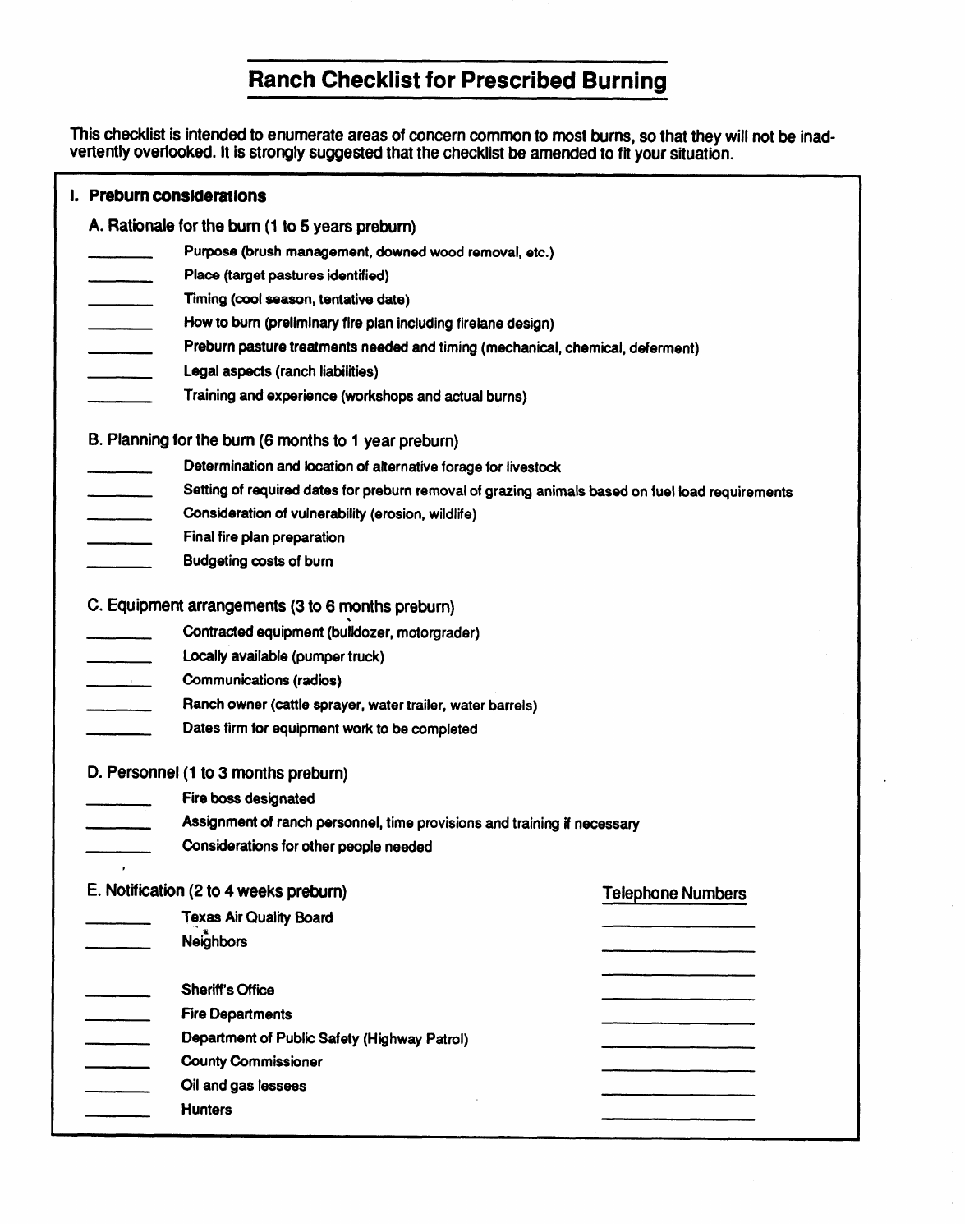# Ranch Checklist for Prescribed Burning

**This checklist is intended to enumerate areas of concern common to most burns, so that they will not be inadvertently overlooked. It is strongly suggested that the checklist be amended to fit your situation.**

## I. Preburn considerations

### A. Rationale for the burn (1 to 5 years preburn)

- ________ Purpose (brush management, downed wood removal, etc.)
- ________ Place (target pastures identified)
- ________ Timing (cool season, tentative date)
- ________ How to burn (preliminary fire plan including firelane design)
- ________ Preburn pasture treatments needed and timing (mechanical, chemical, deferment)
- ________ Legal aspects (ranch liabilities)
- ________ Training and experience (workshops and actual burns)

### B. Planning for the burn (6 months to 1 year preburn)

- ________ Determination and location of alternative forage for livestock
- ________ Setting of required dates for preburn removal of grazing animals based on fuel load requirements
- ________ Consideration of vulnerability (erosion, wildlife)
- ________ Final fire plan preparation
- ________ Budgeting costs of burn

### C. Equipment arrangements (3 to 6 months preburn)

- ________ Contracted equipment (bulldozer, motorgrader)
- ________ Locally available (pumper truck)
- ________ Communications (radios)
- ________ Ranch owner (cattle sprayer, water trailer, water barrels)
- ________ Dates firm for equipment work to be completed

### D. Personnel (1 to 3 months preburn)

- ________ Fire boss designated
- ________ Assignment of ranch personnel, time provisions and training if necessary
- ________ Considerations for other people needed

### E. Notification (2 to 4 weeks preburn)

| | | Telephone Numbers |
|---|---|---|
| ________ | Texas Air Quality Board | ________ |
| ________ | Neighbors | ________ |
| | | ________ |
| ________ | Sheriff's Office | ________ |
| ________ | Fire Departments | ________ |
| ________ | Department of Public Safety (Highway Patrol) | ________ |
| ________ | County Commissioner | ________ |
| ________ | Oil and gas lessees | ________ |
| ________ | Hunters | ________ |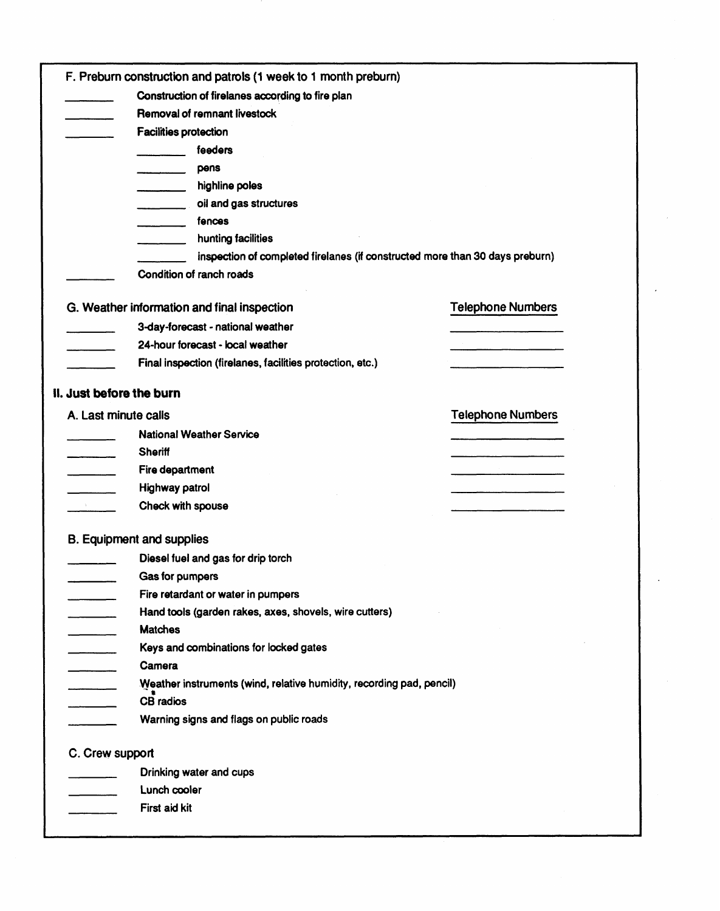### F. Preburn construction and patrols (1 week to 1 month preburn)

- ________ Construction of firelanes according to fire plan
- ________ Removal of remnant livestock
- ________ Facilities protection
  - ________ feeders
  - ________ pens
  - ________ highline poles
  - ________ oil and gas structures
  - ________ fences
  - ________ hunting facilities
  - ________ inspection of completed firelanes (if constructed more than 30 days preburn)
- ________ Condition of ranch roads

### G. Weather information and final inspection

| | | Telephone Numbers |
|---|---|---|
| ________ | 3-day-forecast - national weather | ________________ |
| ________ | 24-hour forecast - local weather | ________________ |
| ________ | Final inspection (firelanes, facilities protection, etc.) | ________________ |

## II. Just before the burn

### A. Last minute calls

| | | Telephone Numbers |
|---|---|---|
| ________ | National Weather Service | ________________ |
| ________ | Sheriff | ________________ |
| ________ | Fire department | ________________ |
| ________ | Highway patrol | ________________ |
| ________ | Check with spouse | ________________ |

### B. Equipment and supplies

- ________ Diesel fuel and gas for drip torch
- ________ Gas for pumpers
- ________ Fire retardant or water in pumpers
- ________ Hand tools (garden rakes, axes, shovels, wire cutters)
- ________ Matches
- ________ Keys and combinations for locked gates
- ________ Camera
- ________ Weather instruments (wind, relative humidity, recording pad, pencil)
- ________ CB radios
- ________ Warning signs and flags on public roads

### C. Crew support

- ________ Drinking water and cups
- ________ Lunch cooler
- ________ First aid kit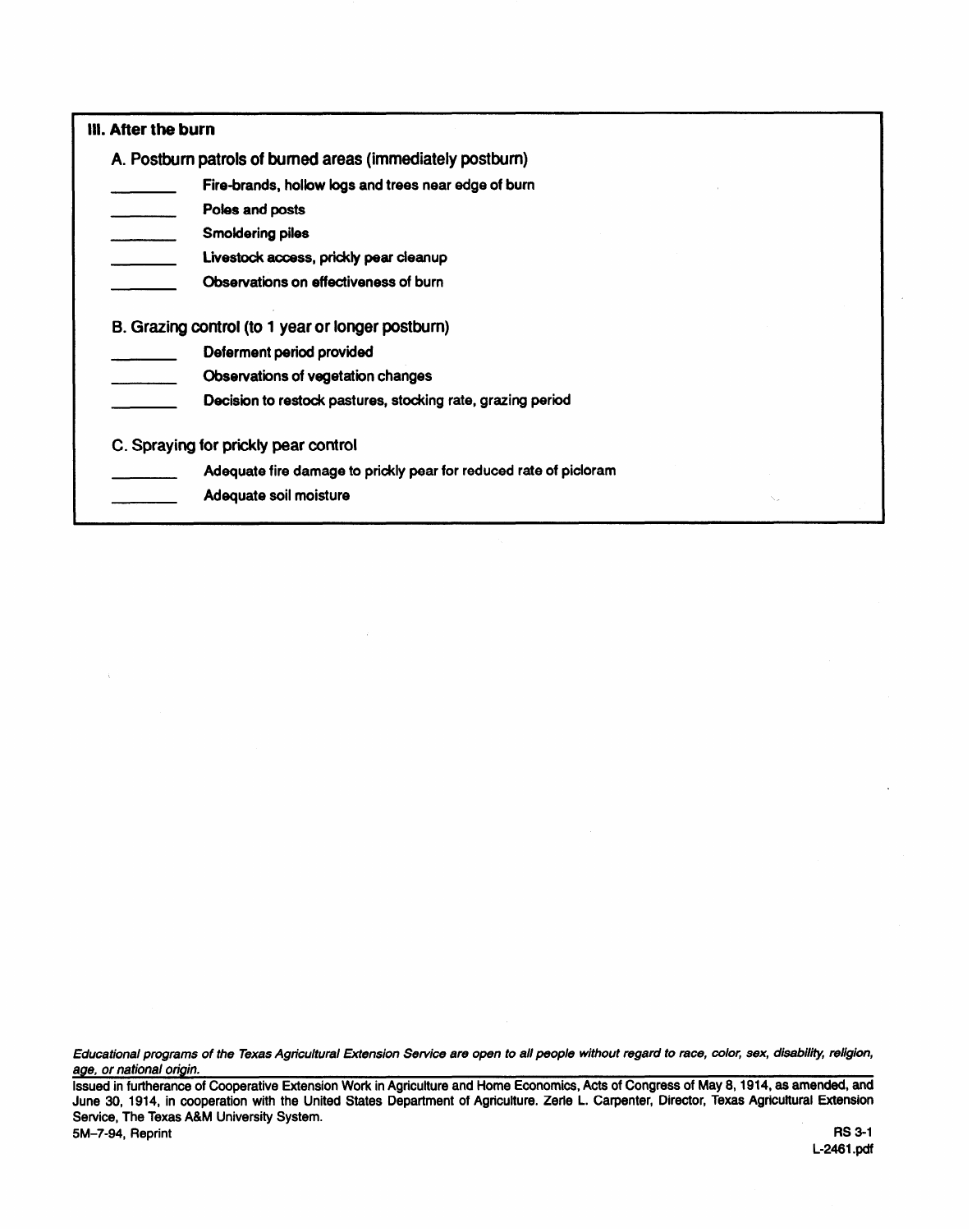## III. After the burn

### A. Postburn patrols of burned areas (immediately postburn)

- ________ Fire-brands, hollow logs and trees near edge of burn
- ________ Poles and posts
- ________ Smoldering piles
- ________ Livestock access, prickly pear cleanup
- ________ Observations on effectiveness of burn

### B. Grazing control (to 1 year or longer postburn)

- ________ Deferment period provided
- ________ Observations of vegetation changes
- ________ Decision to restock pastures, stocking rate, grazing period

### C. Spraying for prickly pear control

- ________ Adequate fire damage to prickly pear for reduced rate of picloram
- ________ Adequate soil moisture

*Educational programs of the Texas Agricultural Extension Service are open to all people without regard to race, color, sex, disability, religion, age, or national origin.*

Issued in furtherance of Cooperative Extension Work in Agriculture and Home Economics, Acts of Congress of May 8, 1914, as amended, and June 30, 1914, in cooperation with the United States Department of Agriculture. Zerle L. Carpenter, Director, Texas Agricultural Extension Service, The Texas A&M University System.

5M–7-94, Reprint

RS 3-1

L-2461.pdf